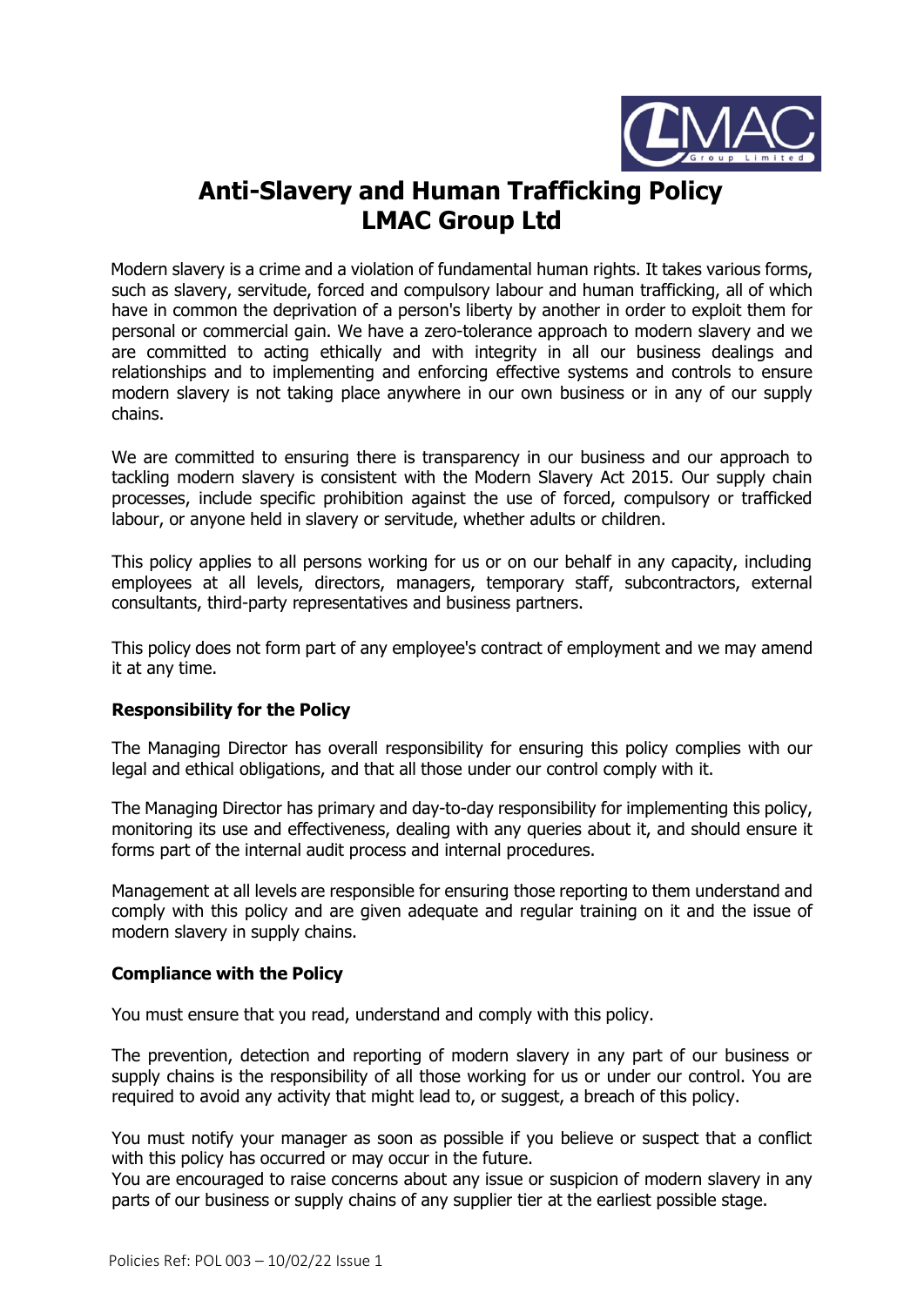# Anti-Slavery and Human Trafficking Policy
# LMAC Group Ltd

Modern slavery is a crime and a violation of fundamental human rights. It takes various forms, such as slavery, servitude, forced and compulsory labour and human trafficking, all of which have in common the deprivation of a person's liberty by another in order to exploit them for personal or commercial gain. We have a zero-tolerance approach to modern slavery and we are committed to acting ethically and with integrity in all our business dealings and relationships and to implementing and enforcing effective systems and controls to ensure modern slavery is not taking place anywhere in our own business or in any of our supply chains.

We are committed to ensuring there is transparency in our business and our approach to tackling modern slavery is consistent with the Modern Slavery Act 2015. Our supply chain processes, include specific prohibition against the use of forced, compulsory or trafficked labour, or anyone held in slavery or servitude, whether adults or children.

This policy applies to all persons working for us or on our behalf in any capacity, including employees at all levels, directors, managers, temporary staff, subcontractors, external consultants, third-party representatives and business partners.

This policy does not form part of any employee's contract of employment and we may amend it at any time.

### Responsibility for the Policy

The Managing Director has overall responsibility for ensuring this policy complies with our legal and ethical obligations, and that all those under our control comply with it.

The Managing Director has primary and day-to-day responsibility for implementing this policy, monitoring its use and effectiveness, dealing with any queries about it, and should ensure it forms part of the internal audit process and internal procedures.

Management at all levels are responsible for ensuring those reporting to them understand and comply with this policy and are given adequate and regular training on it and the issue of modern slavery in supply chains.

### Compliance with the Policy

You must ensure that you read, understand and comply with this policy.

The prevention, detection and reporting of modern slavery in any part of our business or supply chains is the responsibility of all those working for us or under our control. You are required to avoid any activity that might lead to, or suggest, a breach of this policy.

You must notify your manager as soon as possible if you believe or suspect that a conflict with this policy has occurred or may occur in the future.
You are encouraged to raise concerns about any issue or suspicion of modern slavery in any parts of our business or supply chains of any supplier tier at the earliest possible stage.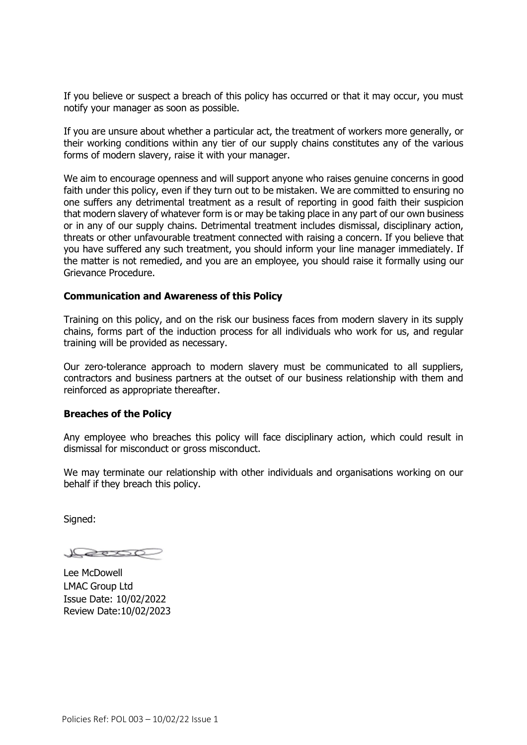If you believe or suspect a breach of this policy has occurred or that it may occur, you must notify your manager as soon as possible.

If you are unsure about whether a particular act, the treatment of workers more generally, or their working conditions within any tier of our supply chains constitutes any of the various forms of modern slavery, raise it with your manager.

We aim to encourage openness and will support anyone who raises genuine concerns in good faith under this policy, even if they turn out to be mistaken. We are committed to ensuring no one suffers any detrimental treatment as a result of reporting in good faith their suspicion that modern slavery of whatever form is or may be taking place in any part of our own business or in any of our supply chains. Detrimental treatment includes dismissal, disciplinary action, threats or other unfavourable treatment connected with raising a concern. If you believe that you have suffered any such treatment, you should inform your line manager immediately. If the matter is not remedied, and you are an employee, you should raise it formally using our Grievance Procedure.

**Communication and Awareness of this Policy**

Training on this policy, and on the risk our business faces from modern slavery in its supply chains, forms part of the induction process for all individuals who work for us, and regular training will be provided as necessary.

Our zero-tolerance approach to modern slavery must be communicated to all suppliers, contractors and business partners at the outset of our business relationship with them and reinforced as appropriate thereafter.

**Breaches of the Policy**

Any employee who breaches this policy will face disciplinary action, which could result in dismissal for misconduct or gross misconduct.

We may terminate our relationship with other individuals and organisations working on our behalf if they breach this policy.

Signed:

Lee McDowell
LMAC Group Ltd
Issue Date: 10/02/2022
Review Date:10/02/2023

Policies Ref: POL 003 – 10/02/22 Issue 1